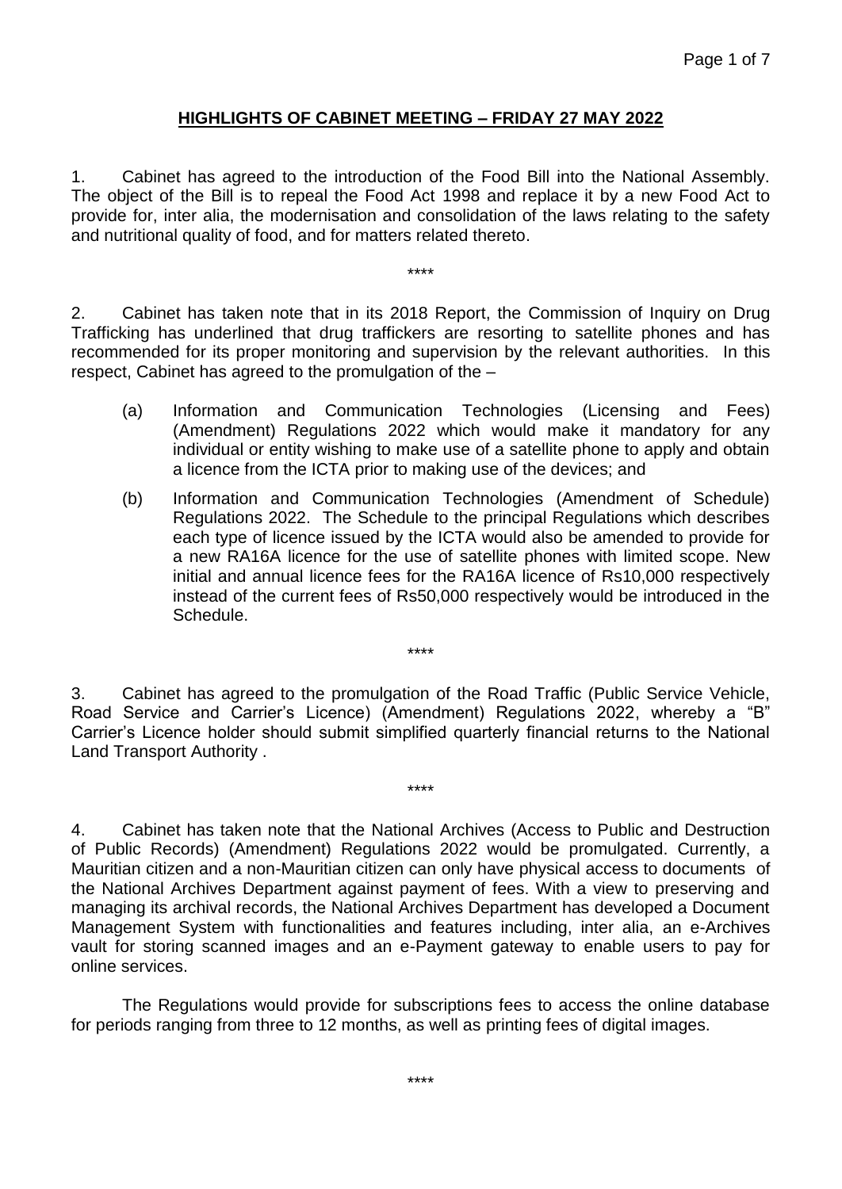# HIGHLIGHTS OF CABINET MEETING – FRIDAY 27 MAY 2022

1. Cabinet has agreed to the introduction of the Food Bill into the National Assembly. The object of the Bill is to repeal the Food Act 1998 and replace it by a new Food Act to provide for, inter alia, the modernisation and consolidation of the laws relating to the safety and nutritional quality of food, and for matters related thereto.

\*\*\*\*

2. Cabinet has taken note that in its 2018 Report, the Commission of Inquiry on Drug Trafficking has underlined that drug traffickers are resorting to satellite phones and has recommended for its proper monitoring and supervision by the relevant authorities. In this respect, Cabinet has agreed to the promulgation of the –

(a) Information and Communication Technologies (Licensing and Fees) (Amendment) Regulations 2022 which would make it mandatory for any individual or entity wishing to make use of a satellite phone to apply and obtain a licence from the ICTA prior to making use of the devices; and

(b) Information and Communication Technologies (Amendment of Schedule) Regulations 2022. The Schedule to the principal Regulations which describes each type of licence issued by the ICTA would also be amended to provide for a new RA16A licence for the use of satellite phones with limited scope. New initial and annual licence fees for the RA16A licence of Rs10,000 respectively instead of the current fees of Rs50,000 respectively would be introduced in the Schedule.

\*\*\*\*

3. Cabinet has agreed to the promulgation of the Road Traffic (Public Service Vehicle, Road Service and Carrier's Licence) (Amendment) Regulations 2022, whereby a "B" Carrier's Licence holder should submit simplified quarterly financial returns to the National Land Transport Authority .

\*\*\*\*

4. Cabinet has taken note that the National Archives (Access to Public and Destruction of Public Records) (Amendment) Regulations 2022 would be promulgated. Currently, a Mauritian citizen and a non-Mauritian citizen can only have physical access to documents of the National Archives Department against payment of fees. With a view to preserving and managing its archival records, the National Archives Department has developed a Document Management System with functionalities and features including, inter alia, an e-Archives vault for storing scanned images and an e-Payment gateway to enable users to pay for online services.

The Regulations would provide for subscriptions fees to access the online database for periods ranging from three to 12 months, as well as printing fees of digital images.

\*\*\*\*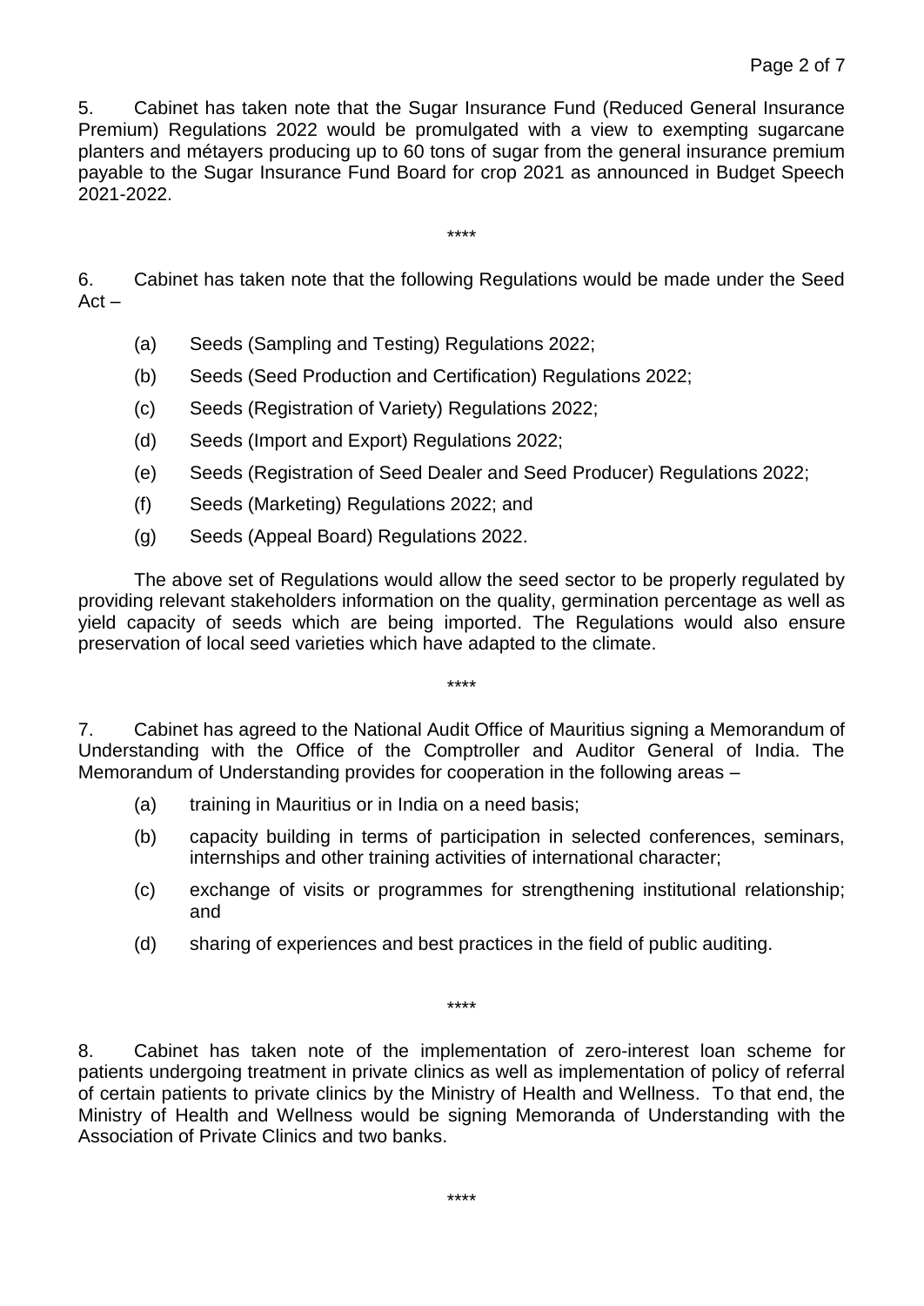5. Cabinet has taken note that the Sugar Insurance Fund (Reduced General Insurance Premium) Regulations 2022 would be promulgated with a view to exempting sugarcane planters and métayers producing up to 60 tons of sugar from the general insurance premium payable to the Sugar Insurance Fund Board for crop 2021 as announced in Budget Speech 2021-2022.

****

6. Cabinet has taken note that the following Regulations would be made under the Seed Act –

(a) Seeds (Sampling and Testing) Regulations 2022;

(b) Seeds (Seed Production and Certification) Regulations 2022;

(c) Seeds (Registration of Variety) Regulations 2022;

(d) Seeds (Import and Export) Regulations 2022;

(e) Seeds (Registration of Seed Dealer and Seed Producer) Regulations 2022;

(f) Seeds (Marketing) Regulations 2022; and

(g) Seeds (Appeal Board) Regulations 2022.

The above set of Regulations would allow the seed sector to be properly regulated by providing relevant stakeholders information on the quality, germination percentage as well as yield capacity of seeds which are being imported. The Regulations would also ensure preservation of local seed varieties which have adapted to the climate.

****

7. Cabinet has agreed to the National Audit Office of Mauritius signing a Memorandum of Understanding with the Office of the Comptroller and Auditor General of India. The Memorandum of Understanding provides for cooperation in the following areas –

(a) training in Mauritius or in India on a need basis;

(b) capacity building in terms of participation in selected conferences, seminars, internships and other training activities of international character;

(c) exchange of visits or programmes for strengthening institutional relationship; and

(d) sharing of experiences and best practices in the field of public auditing.

****

8. Cabinet has taken note of the implementation of zero-interest loan scheme for patients undergoing treatment in private clinics as well as implementation of policy of referral of certain patients to private clinics by the Ministry of Health and Wellness. To that end, the Ministry of Health and Wellness would be signing Memoranda of Understanding with the Association of Private Clinics and two banks.

****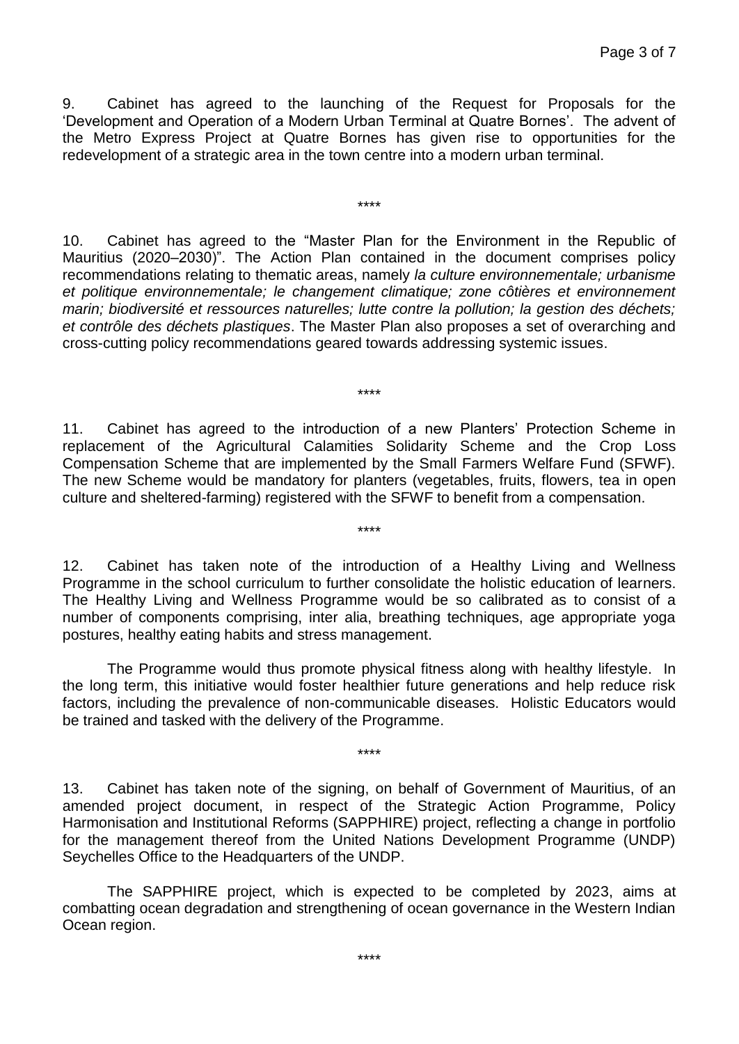9. Cabinet has agreed to the launching of the Request for Proposals for the 'Development and Operation of a Modern Urban Terminal at Quatre Bornes'. The advent of the Metro Express Project at Quatre Bornes has given rise to opportunities for the redevelopment of a strategic area in the town centre into a modern urban terminal.

\*\*\*\*

10. Cabinet has agreed to the "Master Plan for the Environment in the Republic of Mauritius (2020–2030)". The Action Plan contained in the document comprises policy recommendations relating to thematic areas, namely *la culture environnementale; urbanisme et politique environnementale; le changement climatique; zone côtières et environnement marin; biodiversité et ressources naturelles; lutte contre la pollution; la gestion des déchets; et contrôle des déchets plastiques*. The Master Plan also proposes a set of overarching and cross-cutting policy recommendations geared towards addressing systemic issues.

\*\*\*\*

11. Cabinet has agreed to the introduction of a new Planters' Protection Scheme in replacement of the Agricultural Calamities Solidarity Scheme and the Crop Loss Compensation Scheme that are implemented by the Small Farmers Welfare Fund (SFWF). The new Scheme would be mandatory for planters (vegetables, fruits, flowers, tea in open culture and sheltered-farming) registered with the SFWF to benefit from a compensation.

\*\*\*\*

12. Cabinet has taken note of the introduction of a Healthy Living and Wellness Programme in the school curriculum to further consolidate the holistic education of learners. The Healthy Living and Wellness Programme would be so calibrated as to consist of a number of components comprising, inter alia, breathing techniques, age appropriate yoga postures, healthy eating habits and stress management.

The Programme would thus promote physical fitness along with healthy lifestyle. In the long term, this initiative would foster healthier future generations and help reduce risk factors, including the prevalence of non-communicable diseases. Holistic Educators would be trained and tasked with the delivery of the Programme.

\*\*\*\*

13. Cabinet has taken note of the signing, on behalf of Government of Mauritius, of an amended project document, in respect of the Strategic Action Programme, Policy Harmonisation and Institutional Reforms (SAPPHIRE) project, reflecting a change in portfolio for the management thereof from the United Nations Development Programme (UNDP) Seychelles Office to the Headquarters of the UNDP.

The SAPPHIRE project, which is expected to be completed by 2023, aims at combatting ocean degradation and strengthening of ocean governance in the Western Indian Ocean region.

\*\*\*\*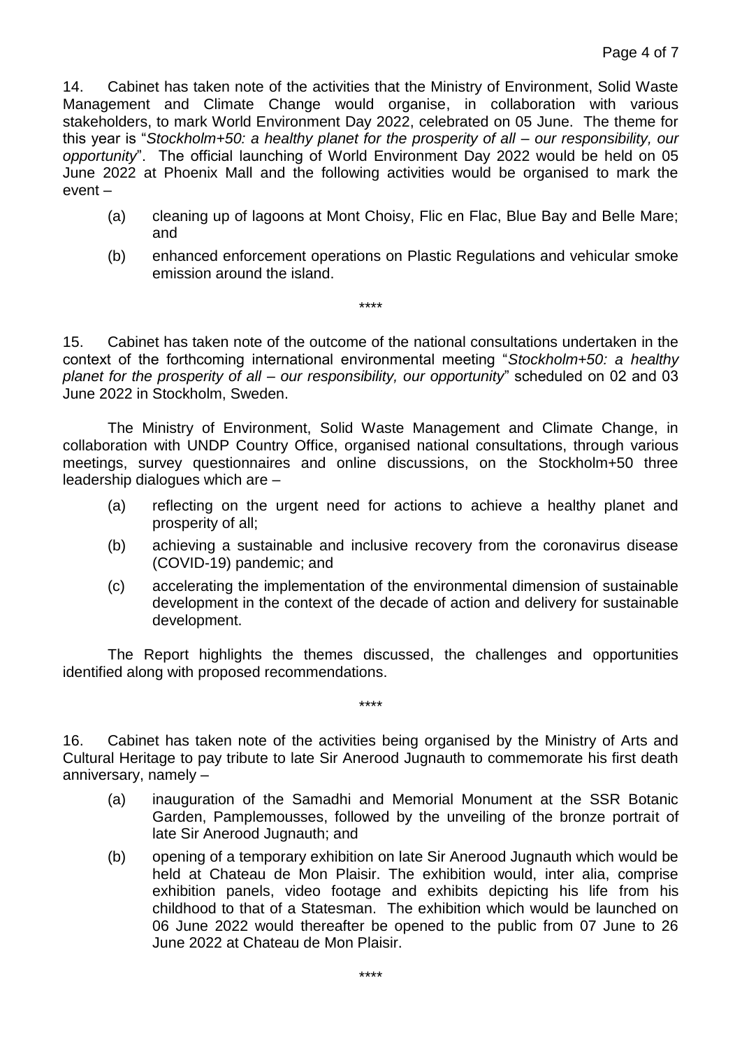14. Cabinet has taken note of the activities that the Ministry of Environment, Solid Waste Management and Climate Change would organise, in collaboration with various stakeholders, to mark World Environment Day 2022, celebrated on 05 June. The theme for this year is "*Stockholm+50: a healthy planet for the prosperity of all – our responsibility, our opportunity*". The official launching of World Environment Day 2022 would be held on 05 June 2022 at Phoenix Mall and the following activities would be organised to mark the event –

- (a) cleaning up of lagoons at Mont Choisy, Flic en Flac, Blue Bay and Belle Mare; and
- (b) enhanced enforcement operations on Plastic Regulations and vehicular smoke emission around the island.

****

15. Cabinet has taken note of the outcome of the national consultations undertaken in the context of the forthcoming international environmental meeting "*Stockholm+50: a healthy planet for the prosperity of all – our responsibility, our opportunity*" scheduled on 02 and 03 June 2022 in Stockholm, Sweden.

The Ministry of Environment, Solid Waste Management and Climate Change, in collaboration with UNDP Country Office, organised national consultations, through various meetings, survey questionnaires and online discussions, on the Stockholm+50 three leadership dialogues which are –

- (a) reflecting on the urgent need for actions to achieve a healthy planet and prosperity of all;
- (b) achieving a sustainable and inclusive recovery from the coronavirus disease (COVID-19) pandemic; and
- (c) accelerating the implementation of the environmental dimension of sustainable development in the context of the decade of action and delivery for sustainable development.

The Report highlights the themes discussed, the challenges and opportunities identified along with proposed recommendations.

****

16. Cabinet has taken note of the activities being organised by the Ministry of Arts and Cultural Heritage to pay tribute to late Sir Anerood Jugnauth to commemorate his first death anniversary, namely –

- (a) inauguration of the Samadhi and Memorial Monument at the SSR Botanic Garden, Pamplemousses, followed by the unveiling of the bronze portrait of late Sir Anerood Jugnauth; and
- (b) opening of a temporary exhibition on late Sir Anerood Jugnauth which would be held at Chateau de Mon Plaisir. The exhibition would, inter alia, comprise exhibition panels, video footage and exhibits depicting his life from his childhood to that of a Statesman. The exhibition which would be launched on 06 June 2022 would thereafter be opened to the public from 07 June to 26 June 2022 at Chateau de Mon Plaisir.

****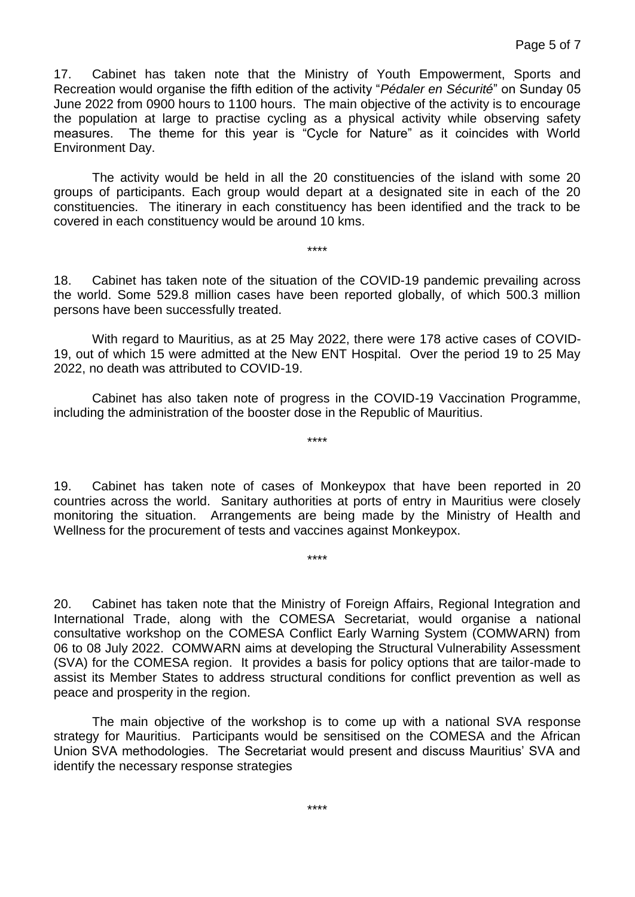17. Cabinet has taken note that the Ministry of Youth Empowerment, Sports and Recreation would organise the fifth edition of the activity "*Pédaler en Sécurité*" on Sunday 05 June 2022 from 0900 hours to 1100 hours. The main objective of the activity is to encourage the population at large to practise cycling as a physical activity while observing safety measures. The theme for this year is "Cycle for Nature" as it coincides with World Environment Day.

The activity would be held in all the 20 constituencies of the island with some 20 groups of participants. Each group would depart at a designated site in each of the 20 constituencies. The itinerary in each constituency has been identified and the track to be covered in each constituency would be around 10 kms.

****

18. Cabinet has taken note of the situation of the COVID-19 pandemic prevailing across the world. Some 529.8 million cases have been reported globally, of which 500.3 million persons have been successfully treated.

With regard to Mauritius, as at 25 May 2022, there were 178 active cases of COVID-19, out of which 15 were admitted at the New ENT Hospital. Over the period 19 to 25 May 2022, no death was attributed to COVID-19.

Cabinet has also taken note of progress in the COVID-19 Vaccination Programme, including the administration of the booster dose in the Republic of Mauritius.

****

19. Cabinet has taken note of cases of Monkeypox that have been reported in 20 countries across the world. Sanitary authorities at ports of entry in Mauritius were closely monitoring the situation. Arrangements are being made by the Ministry of Health and Wellness for the procurement of tests and vaccines against Monkeypox.

****

20. Cabinet has taken note that the Ministry of Foreign Affairs, Regional Integration and International Trade, along with the COMESA Secretariat, would organise a national consultative workshop on the COMESA Conflict Early Warning System (COMWARN) from 06 to 08 July 2022. COMWARN aims at developing the Structural Vulnerability Assessment (SVA) for the COMESA region. It provides a basis for policy options that are tailor-made to assist its Member States to address structural conditions for conflict prevention as well as peace and prosperity in the region.

The main objective of the workshop is to come up with a national SVA response strategy for Mauritius. Participants would be sensitised on the COMESA and the African Union SVA methodologies. The Secretariat would present and discuss Mauritius' SVA and identify the necessary response strategies

****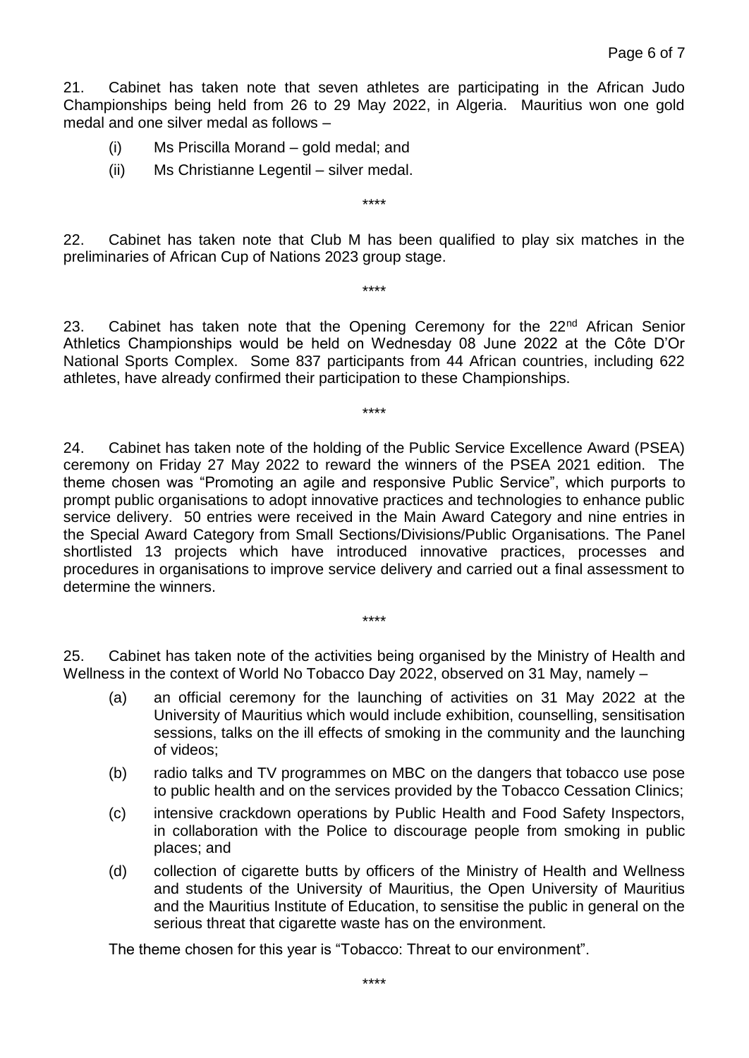21. Cabinet has taken note that seven athletes are participating in the African Judo Championships being held from 26 to 29 May 2022, in Algeria. Mauritius won one gold medal and one silver medal as follows –

(i) Ms Priscilla Morand – gold medal; and

(ii) Ms Christianne Legentil – silver medal.

\*\*\*\*

22. Cabinet has taken note that Club M has been qualified to play six matches in the preliminaries of African Cup of Nations 2023 group stage.

\*\*\*\*

23. Cabinet has taken note that the Opening Ceremony for the 22nd African Senior Athletics Championships would be held on Wednesday 08 June 2022 at the Côte D'Or National Sports Complex. Some 837 participants from 44 African countries, including 622 athletes, have already confirmed their participation to these Championships.

\*\*\*\*

24. Cabinet has taken note of the holding of the Public Service Excellence Award (PSEA) ceremony on Friday 27 May 2022 to reward the winners of the PSEA 2021 edition. The theme chosen was "Promoting an agile and responsive Public Service", which purports to prompt public organisations to adopt innovative practices and technologies to enhance public service delivery. 50 entries were received in the Main Award Category and nine entries in the Special Award Category from Small Sections/Divisions/Public Organisations. The Panel shortlisted 13 projects which have introduced innovative practices, processes and procedures in organisations to improve service delivery and carried out a final assessment to determine the winners.

\*\*\*\*

25. Cabinet has taken note of the activities being organised by the Ministry of Health and Wellness in the context of World No Tobacco Day 2022, observed on 31 May, namely –

(a) an official ceremony for the launching of activities on 31 May 2022 at the University of Mauritius which would include exhibition, counselling, sensitisation sessions, talks on the ill effects of smoking in the community and the launching of videos;

(b) radio talks and TV programmes on MBC on the dangers that tobacco use pose to public health and on the services provided by the Tobacco Cessation Clinics;

(c) intensive crackdown operations by Public Health and Food Safety Inspectors, in collaboration with the Police to discourage people from smoking in public places; and

(d) collection of cigarette butts by officers of the Ministry of Health and Wellness and students of the University of Mauritius, the Open University of Mauritius and the Mauritius Institute of Education, to sensitise the public in general on the serious threat that cigarette waste has on the environment.

The theme chosen for this year is "Tobacco: Threat to our environment".

\*\*\*\*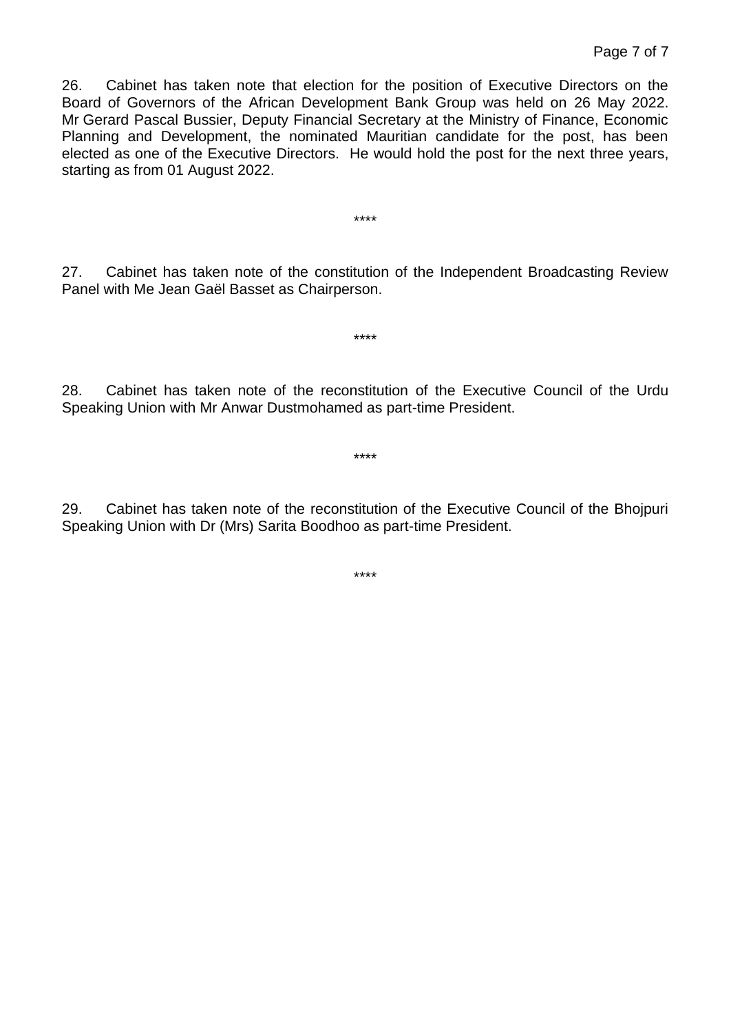26. Cabinet has taken note that election for the position of Executive Directors on the Board of Governors of the African Development Bank Group was held on 26 May 2022. Mr Gerard Pascal Bussier, Deputy Financial Secretary at the Ministry of Finance, Economic Planning and Development, the nominated Mauritian candidate for the post, has been elected as one of the Executive Directors. He would hold the post for the next three years, starting as from 01 August 2022.

****

27. Cabinet has taken note of the constitution of the Independent Broadcasting Review Panel with Me Jean Gaël Basset as Chairperson.

****

28. Cabinet has taken note of the reconstitution of the Executive Council of the Urdu Speaking Union with Mr Anwar Dustmohamed as part-time President.

****

29. Cabinet has taken note of the reconstitution of the Executive Council of the Bhojpuri Speaking Union with Dr (Mrs) Sarita Boodhoo as part-time President.

****